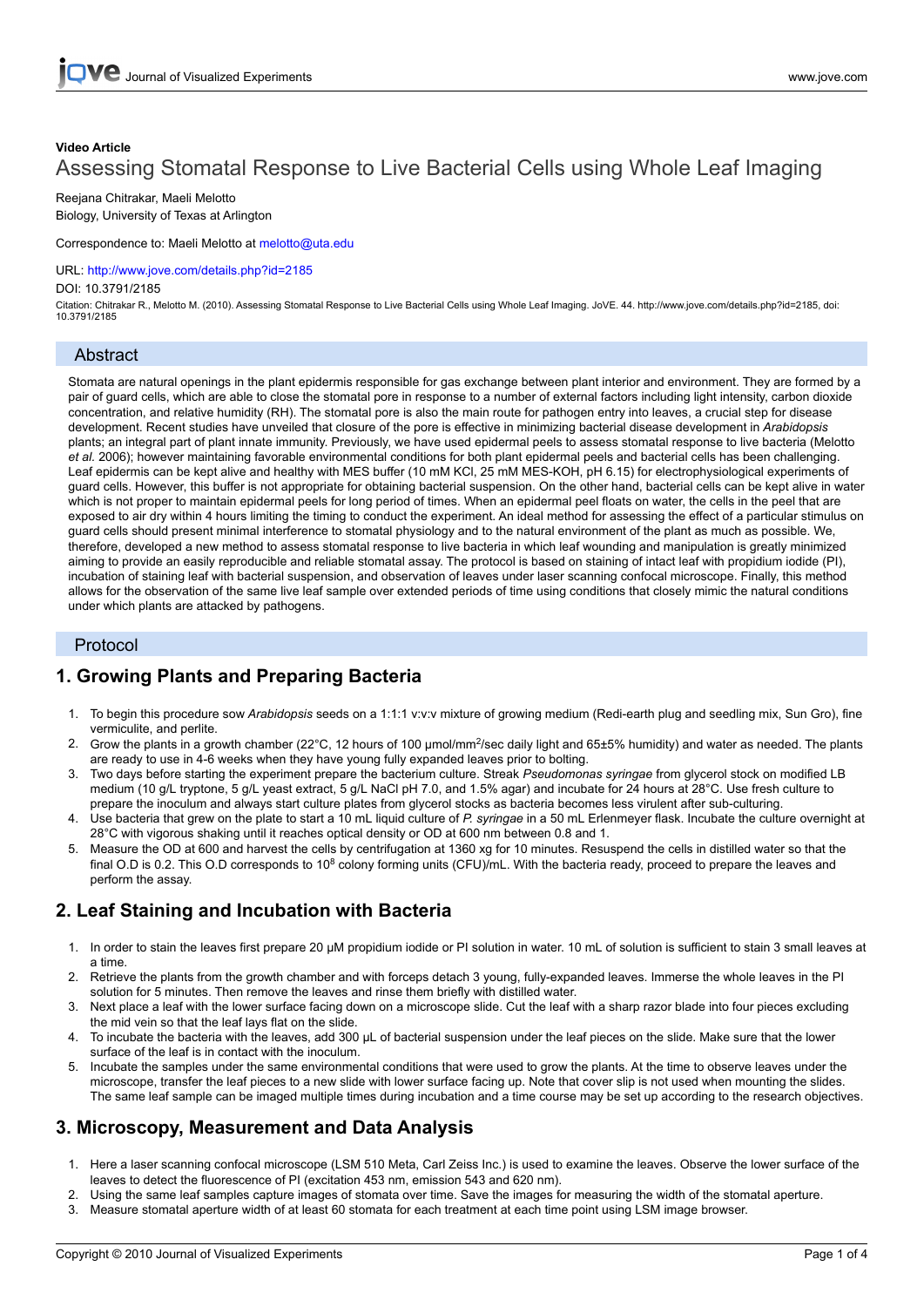Video Article

# Assessing Stomatal Response to Live Bacterial Cells using Whole Leaf Imaging

Reejana Chitrakar, Maeli Melotto

Biology, University of Texas at Arlington

Correspondence to: Maeli Melotto at melotto@uta.edu

URL: http://www.jove.com/details.php?id=2185

DOI: 10.3791/2185

Citation: Chitrakar R., Melotto M. (2010). Assessing Stomatal Response to Live Bacterial Cells using Whole Leaf Imaging. JoVE. 44. http://www.jove.com/details.php?id=2185, doi: 10.3791/2185

## Abstract

Stomata are natural openings in the plant epidermis responsible for gas exchange between plant interior and environment. They are formed by a pair of guard cells, which are able to close the stomatal pore in response to a number of external factors including light intensity, carbon dioxide concentration, and relative humidity (RH). The stomatal pore is also the main route for pathogen entry into leaves, a crucial step for disease development. Recent studies have unveiled that closure of the pore is effective in minimizing bacterial disease development in *Arabidopsis* plants; an integral part of plant innate immunity. Previously, we have used epidermal peels to assess stomatal response to live bacteria (Melotto *et al.* 2006); however maintaining favorable environmental conditions for both plant epidermal peels and bacterial cells has been challenging. Leaf epidermis can be kept alive and healthy with MES buffer (10 mM KCl, 25 mM MES-KOH, pH 6.15) for electrophysiological experiments of guard cells. However, this buffer is not appropriate for obtaining bacterial suspension. On the other hand, bacterial cells can be kept alive in water which is not proper to maintain epidermal peels for long period of times. When an epidermal peel floats on water, the cells in the peel that are exposed to air dry within 4 hours limiting the timing to conduct the experiment. An ideal method for assessing the effect of a particular stimulus on guard cells should present minimal interference to stomatal physiology and to the natural environment of the plant as much as possible. We, therefore, developed a new method to assess stomatal response to live bacteria in which leaf wounding and manipulation is greatly minimized aiming to provide an easily reproducible and reliable stomatal assay. The protocol is based on staining of intact leaf with propidium iodide (PI), incubation of staining leaf with bacterial suspension, and observation of leaves under laser scanning confocal microscope. Finally, this method allows for the observation of the same live leaf sample over extended periods of time using conditions that closely mimic the natural conditions under which plants are attacked by pathogens.

## Protocol

## 1. Growing Plants and Preparing Bacteria

1. To begin this procedure sow *Arabidopsis* seeds on a 1:1:1 v:v:v mixture of growing medium (Redi-earth plug and seedling mix, Sun Gro), fine vermiculite, and perlite.
2. Grow the plants in a growth chamber (22°C, 12 hours of 100 μmol/mm$^2$/sec daily light and 65±5% humidity) and water as needed. The plants are ready to use in 4-6 weeks when they have young fully expanded leaves prior to bolting.
3. Two days before starting the experiment prepare the bacterium culture. Streak *Pseudomonas syringae* from glycerol stock on modified LB medium (10 g/L tryptone, 5 g/L yeast extract, 5 g/L NaCl pH 7.0, and 1.5% agar) and incubate for 24 hours at 28°C. Use fresh culture to prepare the inoculum and always start culture plates from glycerol stocks as bacteria becomes less virulent after sub-culturing.
4. Use bacteria that grew on the plate to start a 10 mL liquid culture of *P. syringae* in a 50 mL Erlenmeyer flask. Incubate the culture overnight at 28°C with vigorous shaking until it reaches optical density or OD at 600 nm between 0.8 and 1.
5. Measure the OD at 600 and harvest the cells by centrifugation at 1360 xg for 10 minutes. Resuspend the cells in distilled water so that the final O.D is 0.2. This O.D corresponds to $10^8$ colony forming units (CFU)/mL. With the bacteria ready, proceed to prepare the leaves and perform the assay.

## 2. Leaf Staining and Incubation with Bacteria

1. In order to stain the leaves first prepare 20 μM propidium iodide or PI solution in water. 10 mL of solution is sufficient to stain 3 small leaves at a time.
2. Retrieve the plants from the growth chamber and with forceps detach 3 young, fully-expanded leaves. Immerse the whole leaves in the PI solution for 5 minutes. Then remove the leaves and rinse them briefly with distilled water.
3. Next place a leaf with the lower surface facing down on a microscope slide. Cut the leaf with a sharp razor blade into four pieces excluding the mid vein so that the leaf lays flat on the slide.
4. To incubate the bacteria with the leaves, add 300 μL of bacterial suspension under the leaf pieces on the slide. Make sure that the lower surface of the leaf is in contact with the inoculum.
5. Incubate the samples under the same environmental conditions that were used to grow the plants. At the time to observe leaves under the microscope, transfer the leaf pieces to a new slide with lower surface facing up. Note that cover slip is not used when mounting the slides. The same leaf sample can be imaged multiple times during incubation and a time course may be set up according to the research objectives.

## 3. Microscopy, Measurement and Data Analysis

1. Here a laser scanning confocal microscope (LSM 510 Meta, Carl Zeiss Inc.) is used to examine the leaves. Observe the lower surface of the leaves to detect the fluorescence of PI (excitation 453 nm, emission 543 and 620 nm).
2. Using the same leaf samples capture images of stomata over time. Save the images for measuring the width of the stomatal aperture.
3. Measure stomatal aperture width of at least 60 stomata for each treatment at each time point using LSM image browser.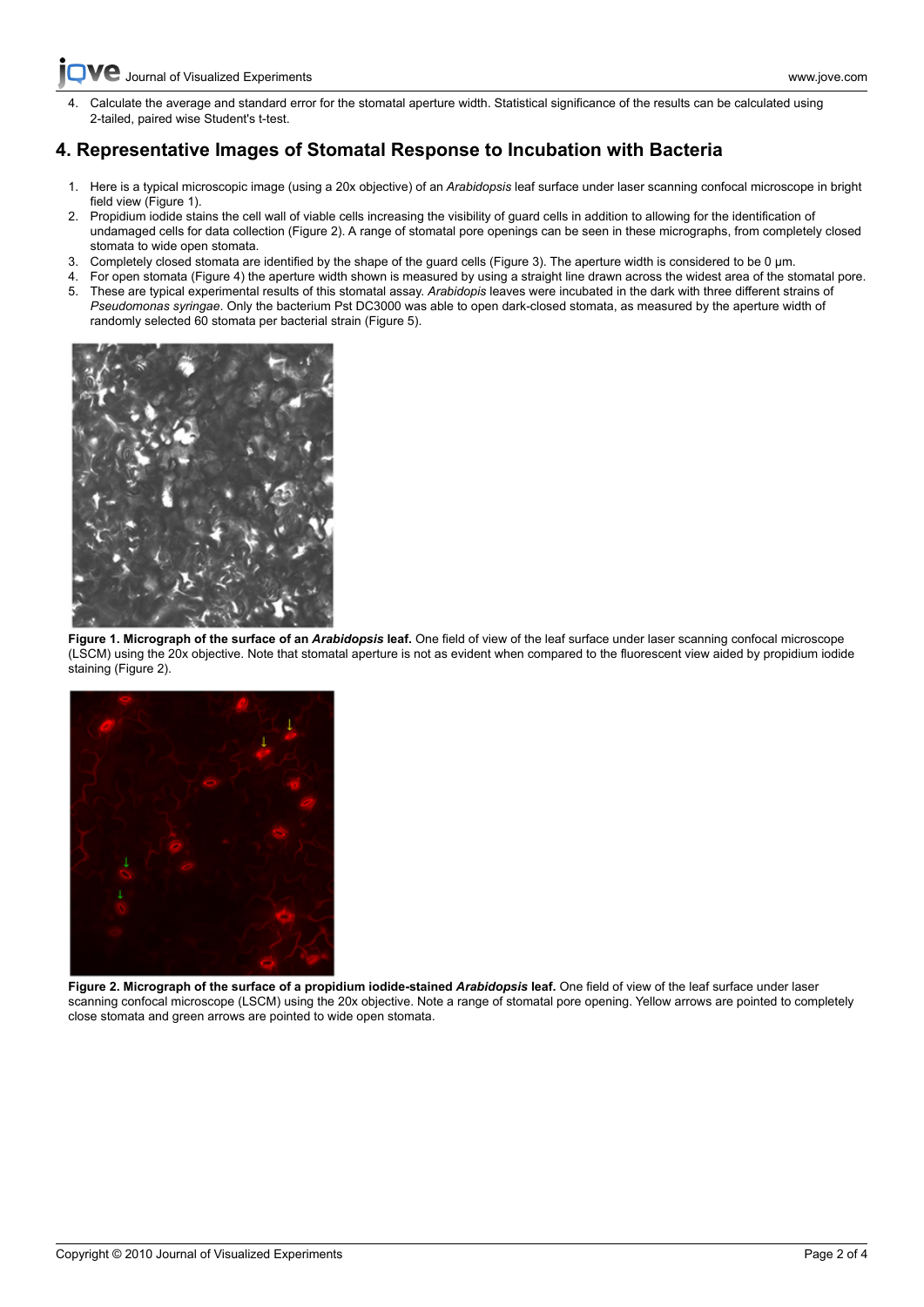4. Calculate the average and standard error for the stomatal aperture width. Statistical significance of the results can be calculated using 2-tailed, paired wise Student's t-test.

## 4. Representative Images of Stomatal Response to Incubation with Bacteria

1. Here is a typical microscopic image (using a 20x objective) of an *Arabidopsis* leaf surface under laser scanning confocal microscope in bright field view (Figure 1).
2. Propidium iodide stains the cell wall of viable cells increasing the visibility of guard cells in addition to allowing for the identification of undamaged cells for data collection (Figure 2). A range of stomatal pore openings can be seen in these micrographs, from completely closed stomata to wide open stomata.
3. Completely closed stomata are identified by the shape of the guard cells (Figure 3). The aperture width is considered to be 0 μm.
4. For open stomata (Figure 4) the aperture width shown is measured by using a straight line drawn across the widest area of the stomatal pore.
5. These are typical experimental results of this stomatal assay. *Arabidopis* leaves were incubated in the dark with three different strains of *Pseudomonas syringae*. Only the bacterium Pst DC3000 was able to open dark-closed stomata, as measured by the aperture width of randomly selected 60 stomata per bacterial strain (Figure 5).

**Figure 1. Micrograph of the surface of an *Arabidopsis* leaf.** One field of view of the leaf surface under laser scanning confocal microscope (LSCM) using the 20x objective. Note that stomatal aperture is not as evident when compared to the fluorescent view aided by propidium iodide staining (Figure 2).

**Figure 2. Micrograph of the surface of a propidium iodide-stained *Arabidopsis* leaf.** One field of view of the leaf surface under laser scanning confocal microscope (LSCM) using the 20x objective. Note a range of stomatal pore opening. Yellow arrows are pointed to completely close stomata and green arrows are pointed to wide open stomata.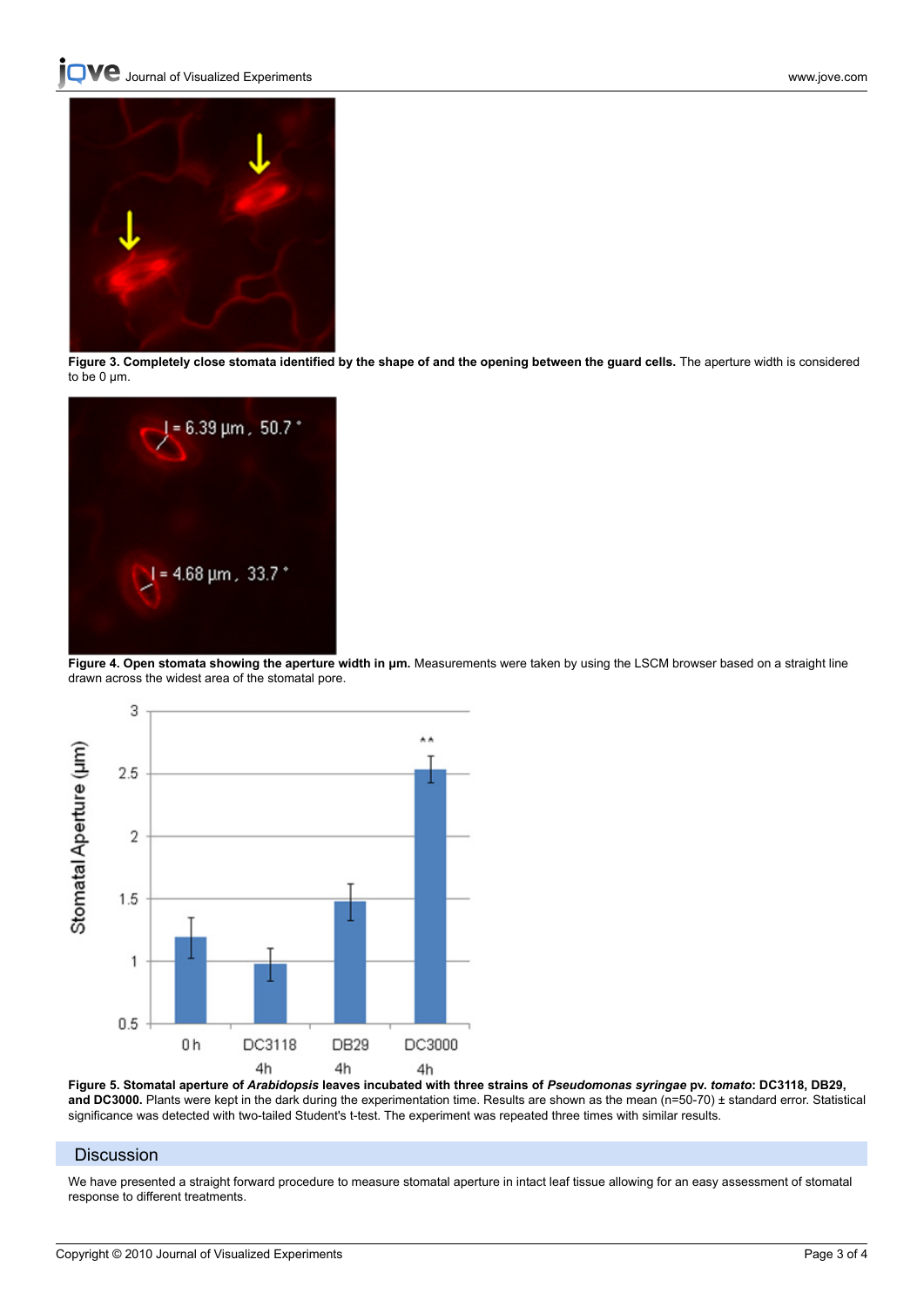**Figure 3. Completely close stomata identified by the shape of and the opening between the guard cells.** The aperture width is considered to be 0 µm.

**Figure 4. Open stomata showing the aperture width in µm.** Measurements were taken by using the LSCM browser based on a straight line drawn across the widest area of the stomatal pore.

**Figure 5. Stomatal aperture of *Arabidopsis* leaves incubated with three strains of *Pseudomonas syringae* pv. *tomato*: DC3118, DB29, and DC3000.** Plants were kept in the dark during the experimentation time. Results are shown as the mean (n=50-70) ± standard error. Statistical significance was detected with two-tailed Student's t-test. The experiment was repeated three times with similar results.

## Discussion

We have presented a straight forward procedure to measure stomatal aperture in intact leaf tissue allowing for an easy assessment of stomatal response to different treatments.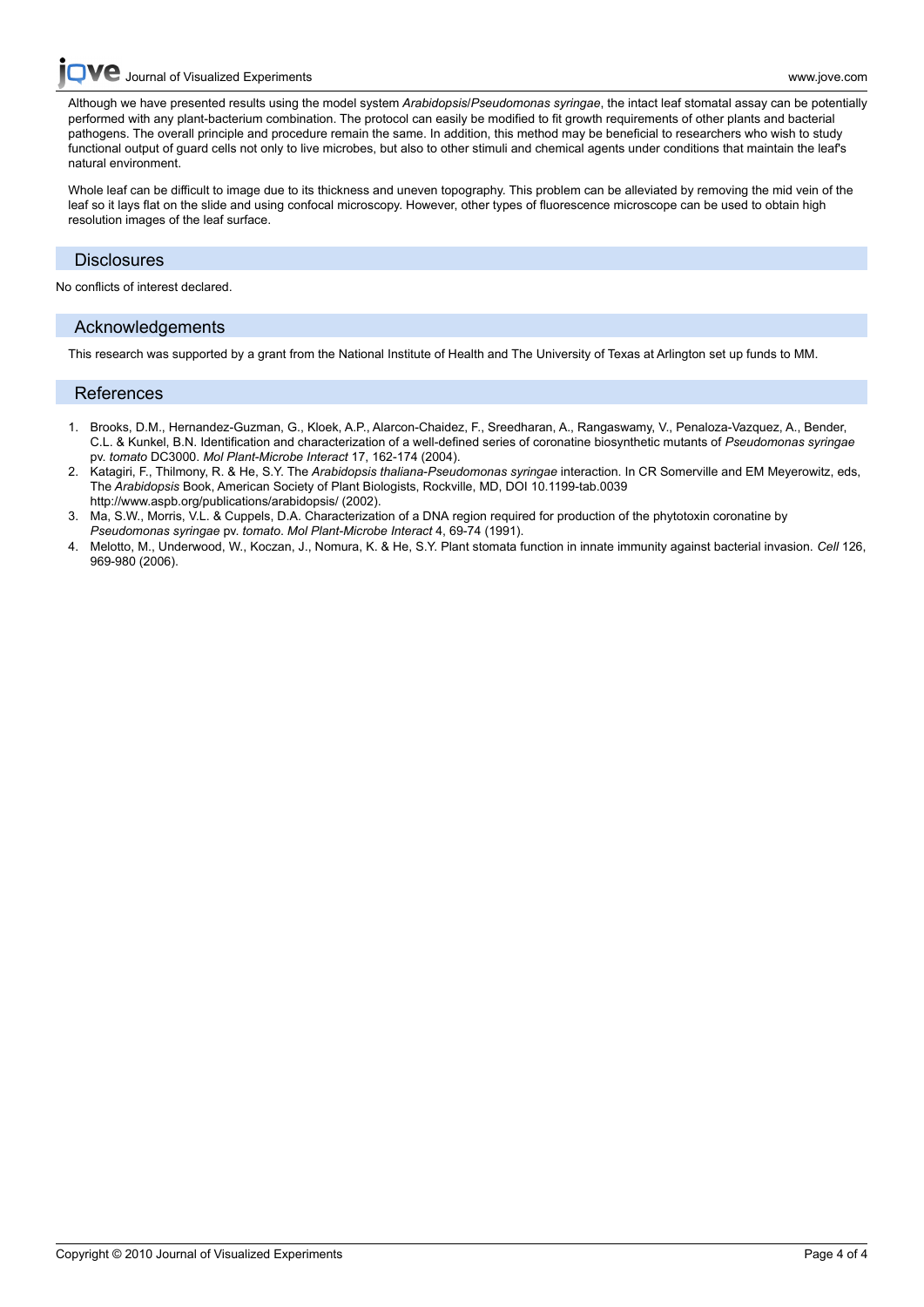Although we have presented results using the model system *Arabidopsis*/*Pseudomonas syringae*, the intact leaf stomatal assay can be potentially performed with any plant-bacterium combination. The protocol can easily be modified to fit growth requirements of other plants and bacterial pathogens. The overall principle and procedure remain the same. In addition, this method may be beneficial to researchers who wish to study functional output of guard cells not only to live microbes, but also to other stimuli and chemical agents under conditions that maintain the leaf's natural environment.

Whole leaf can be difficult to image due to its thickness and uneven topography. This problem can be alleviated by removing the mid vein of the leaf so it lays flat on the slide and using confocal microscopy. However, other types of fluorescence microscope can be used to obtain high resolution images of the leaf surface.

## Disclosures

No conflicts of interest declared.

## Acknowledgements

This research was supported by a grant from the National Institute of Health and The University of Texas at Arlington set up funds to MM.

## References

1. Brooks, D.M., Hernandez-Guzman, G., Kloek, A.P., Alarcon-Chaidez, F., Sreedharan, A., Rangaswamy, V., Penaloza-Vazquez, A., Bender, C.L. & Kunkel, B.N. Identification and characterization of a well-defined series of coronatine biosynthetic mutants of *Pseudomonas syringae* pv. *tomato* DC3000. *Mol Plant-Microbe Interact* 17, 162-174 (2004).
2. Katagiri, F., Thilmony, R. & He, S.Y. The *Arabidopsis thaliana-Pseudomonas syringae* interaction. In CR Somerville and EM Meyerowitz, eds, The *Arabidopsis* Book, American Society of Plant Biologists, Rockville, MD, DOI 10.1199-tab.0039 http://www.aspb.org/publications/arabidopsis/ (2002).
3. Ma, S.W., Morris, V.L. & Cuppels, D.A. Characterization of a DNA region required for production of the phytotoxin coronatine by *Pseudomonas syringae* pv. *tomato*. *Mol Plant-Microbe Interact* 4, 69-74 (1991).
4. Melotto, M., Underwood, W., Koczan, J., Nomura, K. & He, S.Y. Plant stomata function in innate immunity against bacterial invasion. *Cell* 126, 969-980 (2006).